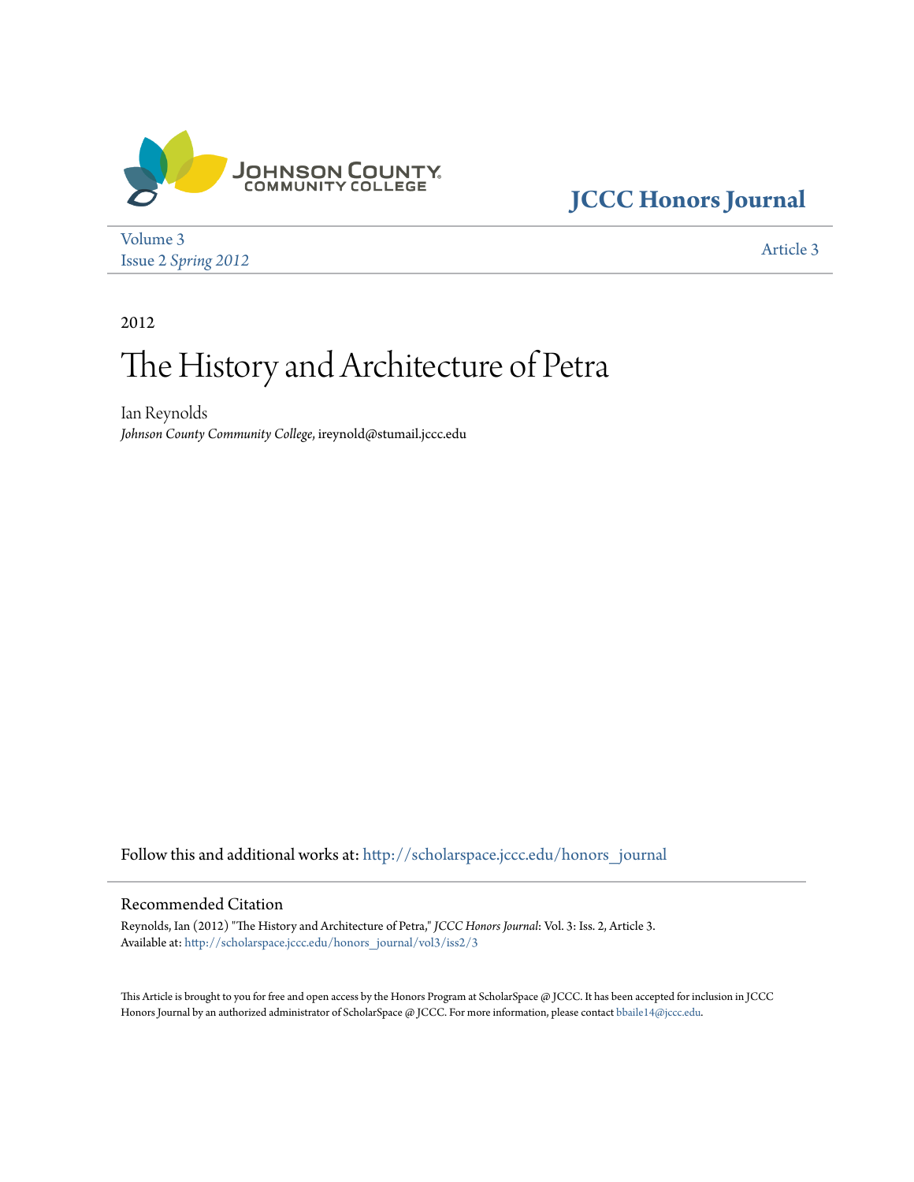JOHNSON COUNTY COMMUNITY COLLEGE

**JCCC Honors Journal**

Volume 3
Issue 2 *Spring 2012*

Article 3

2012

# The History and Architecture of Petra

Ian Reynolds
*Johnson County Community College*, ireynold@stumail.jccc.edu

Follow this and additional works at: http://scholarspace.jccc.edu/honors_journal

## Recommended Citation

Reynolds, Ian (2012) "The History and Architecture of Petra," *JCCC Honors Journal*: Vol. 3: Iss. 2, Article 3.
Available at: http://scholarspace.jccc.edu/honors_journal/vol3/iss2/3

This Article is brought to you for free and open access by the Honors Program at ScholarSpace @ JCCC. It has been accepted for inclusion in JCCC Honors Journal by an authorized administrator of ScholarSpace @ JCCC. For more information, please contact bbaile14@jccc.edu.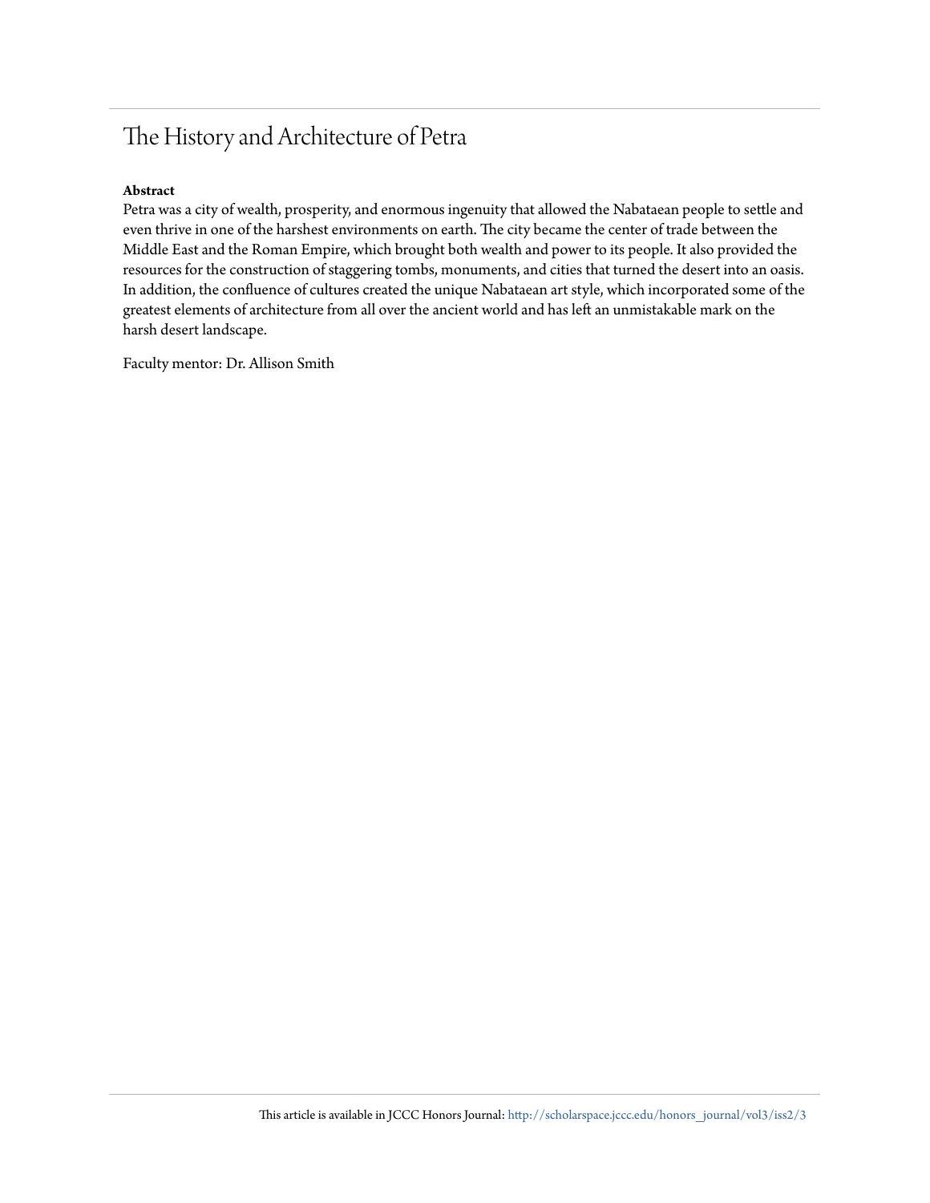# The History and Architecture of Petra

**Abstract**

Petra was a city of wealth, prosperity, and enormous ingenuity that allowed the Nabataean people to settle and even thrive in one of the harshest environments on earth. The city became the center of trade between the Middle East and the Roman Empire, which brought both wealth and power to its people. It also provided the resources for the construction of staggering tombs, monuments, and cities that turned the desert into an oasis. In addition, the confluence of cultures created the unique Nabataean art style, which incorporated some of the greatest elements of architecture from all over the ancient world and has left an unmistakable mark on the harsh desert landscape.

Faculty mentor: Dr. Allison Smith

This article is available in JCCC Honors Journal: http://scholarspace.jccc.edu/honors_journal/vol3/iss2/3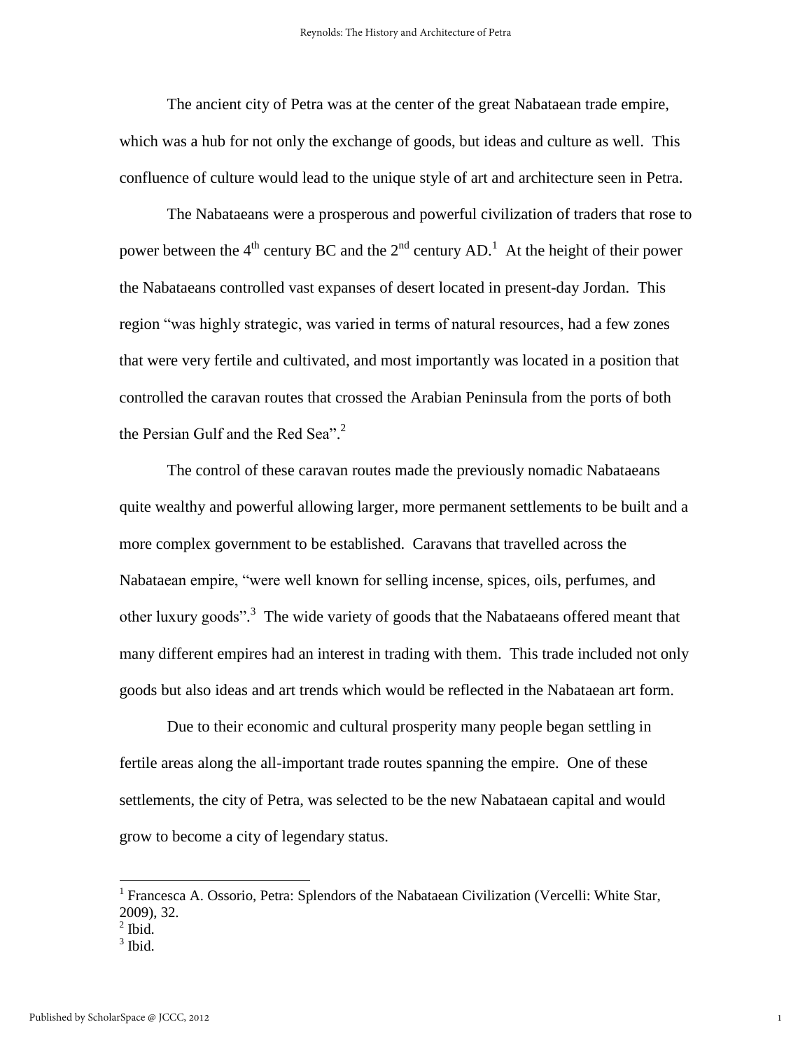The ancient city of Petra was at the center of the great Nabataean trade empire, which was a hub for not only the exchange of goods, but ideas and culture as well. This confluence of culture would lead to the unique style of art and architecture seen in Petra.

The Nabataeans were a prosperous and powerful civilization of traders that rose to power between the 4th century BC and the 2nd century AD.[1] At the height of their power the Nabataeans controlled vast expanses of desert located in present-day Jordan. This region "was highly strategic, was varied in terms of natural resources, had a few zones that were very fertile and cultivated, and most importantly was located in a position that controlled the caravan routes that crossed the Arabian Peninsula from the ports of both the Persian Gulf and the Red Sea".[2]

The control of these caravan routes made the previously nomadic Nabataeans quite wealthy and powerful allowing larger, more permanent settlements to be built and a more complex government to be established. Caravans that travelled across the Nabataean empire, "were well known for selling incense, spices, oils, perfumes, and other luxury goods".[3] The wide variety of goods that the Nabataeans offered meant that many different empires had an interest in trading with them. This trade included not only goods but also ideas and art trends which would be reflected in the Nabataean art form.

Due to their economic and cultural prosperity many people began settling in fertile areas along the all-important trade routes spanning the empire. One of these settlements, the city of Petra, was selected to be the new Nabataean capital and would grow to become a city of legendary status.

---

[1] Francesca A. Ossorio, Petra: Splendors of the Nabataean Civilization (Vercelli: White Star, 2009), 32.
[2] Ibid.
[3] Ibid.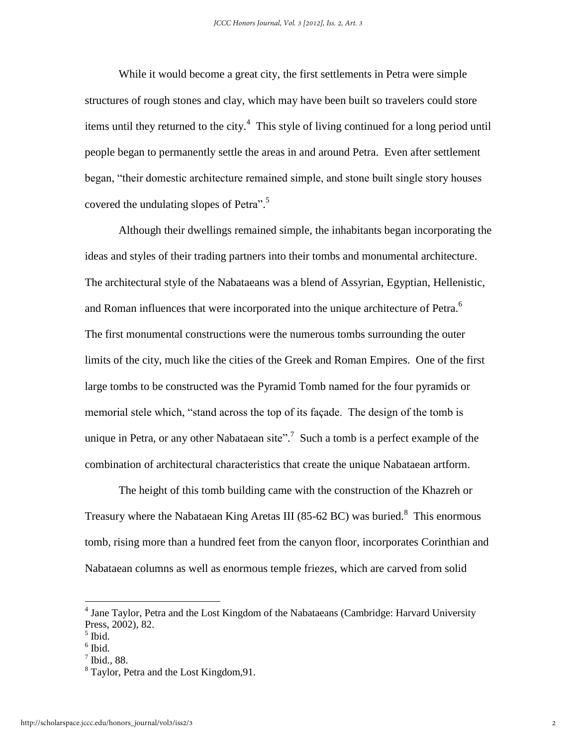While it would become a great city, the first settlements in Petra were simple structures of rough stones and clay, which may have been built so travelers could store items until they returned to the city.[4] This style of living continued for a long period until people began to permanently settle the areas in and around Petra. Even after settlement began, "their domestic architecture remained simple, and stone built single story houses covered the undulating slopes of Petra".[5]

Although their dwellings remained simple, the inhabitants began incorporating the ideas and styles of their trading partners into their tombs and monumental architecture. The architectural style of the Nabataeans was a blend of Assyrian, Egyptian, Hellenistic, and Roman influences that were incorporated into the unique architecture of Petra.[6] The first monumental constructions were the numerous tombs surrounding the outer limits of the city, much like the cities of the Greek and Roman Empires. One of the first large tombs to be constructed was the Pyramid Tomb named for the four pyramids or memorial stele which, "stand across the top of its façade. The design of the tomb is unique in Petra, or any other Nabataean site".[7] Such a tomb is a perfect example of the combination of architectural characteristics that create the unique Nabataean artform.

The height of this tomb building came with the construction of the Khazreh or Treasury where the Nabataean King Aretas III (85-62 BC) was buried.[8] This enormous tomb, rising more than a hundred feet from the canyon floor, incorporates Corinthian and Nabataean columns as well as enormous temple friezes, which are carved from solid

---

[4] Jane Taylor, Petra and the Lost Kingdom of the Nabataeans (Cambridge: Harvard University Press, 2002), 82.

[5] Ibid.

[6] Ibid.

[7] Ibid., 88.

[8] Taylor, Petra and the Lost Kingdom,91.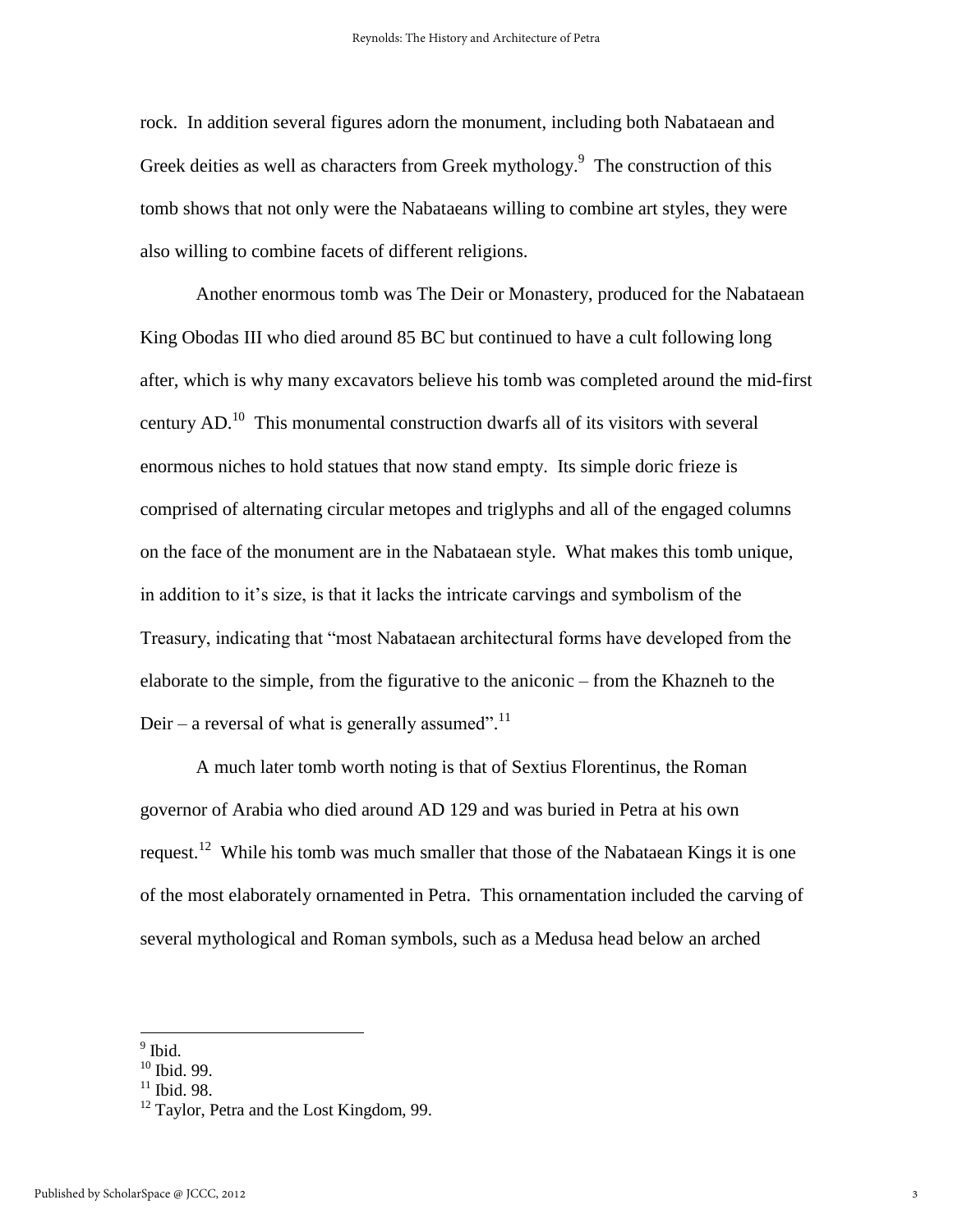rock. In addition several figures adorn the monument, including both Nabataean and Greek deities as well as characters from Greek mythology.[9] The construction of this tomb shows that not only were the Nabataeans willing to combine art styles, they were also willing to combine facets of different religions.

Another enormous tomb was The Deir or Monastery, produced for the Nabataean King Obodas III who died around 85 BC but continued to have a cult following long after, which is why many excavators believe his tomb was completed around the mid-first century AD.[10] This monumental construction dwarfs all of its visitors with several enormous niches to hold statues that now stand empty. Its simple doric frieze is comprised of alternating circular metopes and triglyphs and all of the engaged columns on the face of the monument are in the Nabataean style. What makes this tomb unique, in addition to it's size, is that it lacks the intricate carvings and symbolism of the Treasury, indicating that "most Nabataean architectural forms have developed from the elaborate to the simple, from the figurative to the aniconic – from the Khazneh to the Deir – a reversal of what is generally assumed".[11]

A much later tomb worth noting is that of Sextius Florentinus, the Roman governor of Arabia who died around AD 129 and was buried in Petra at his own request.[12] While his tomb was much smaller that those of the Nabataean Kings it is one of the most elaborately ornamented in Petra. This ornamentation included the carving of several mythological and Roman symbols, such as a Medusa head below an arched

---

[9] Ibid.

[10] Ibid. 99.

[11] Ibid. 98.

[12] Taylor, Petra and the Lost Kingdom, 99.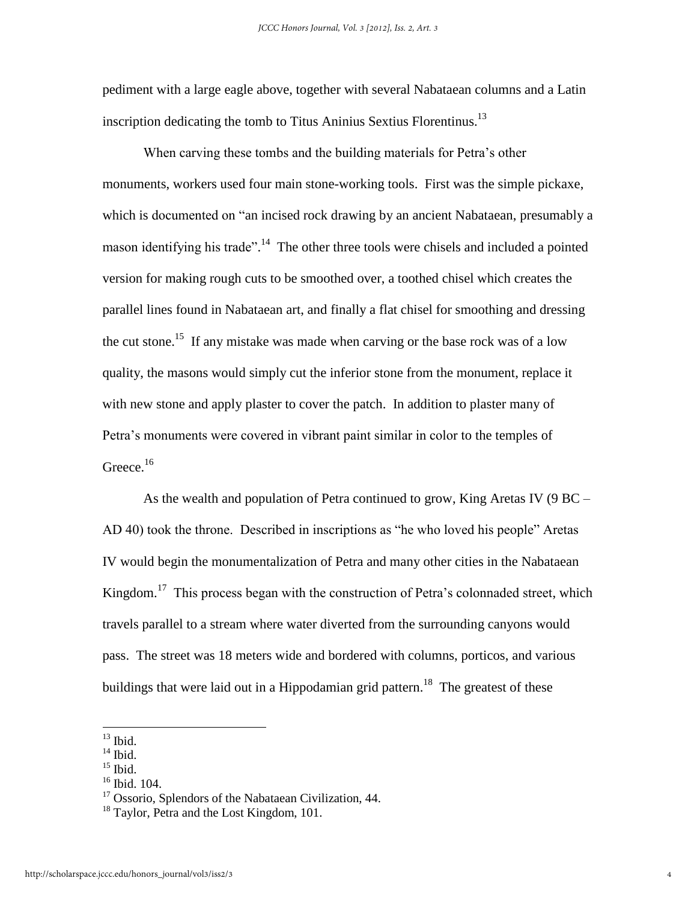pediment with a large eagle above, together with several Nabataean columns and a Latin inscription dedicating the tomb to Titus Aninius Sextius Florentinus.[13]

When carving these tombs and the building materials for Petra's other monuments, workers used four main stone-working tools. First was the simple pickaxe, which is documented on "an incised rock drawing by an ancient Nabataean, presumably a mason identifying his trade".[14] The other three tools were chisels and included a pointed version for making rough cuts to be smoothed over, a toothed chisel which creates the parallel lines found in Nabataean art, and finally a flat chisel for smoothing and dressing the cut stone.[15] If any mistake was made when carving or the base rock was of a low quality, the masons would simply cut the inferior stone from the monument, replace it with new stone and apply plaster to cover the patch. In addition to plaster many of Petra's monuments were covered in vibrant paint similar in color to the temples of Greece.[16]

As the wealth and population of Petra continued to grow, King Aretas IV (9 BC – AD 40) took the throne. Described in inscriptions as "he who loved his people" Aretas IV would begin the monumentalization of Petra and many other cities in the Nabataean Kingdom.[17] This process began with the construction of Petra's colonnaded street, which travels parallel to a stream where water diverted from the surrounding canyons would pass. The street was 18 meters wide and bordered with columns, porticos, and various buildings that were laid out in a Hippodamian grid pattern.[18] The greatest of these

---

[13] Ibid.

[14] Ibid.

[15] Ibid.

[16] Ibid. 104.

[17] Ossorio, Splendors of the Nabataean Civilization, 44.

[18] Taylor, Petra and the Lost Kingdom, 101.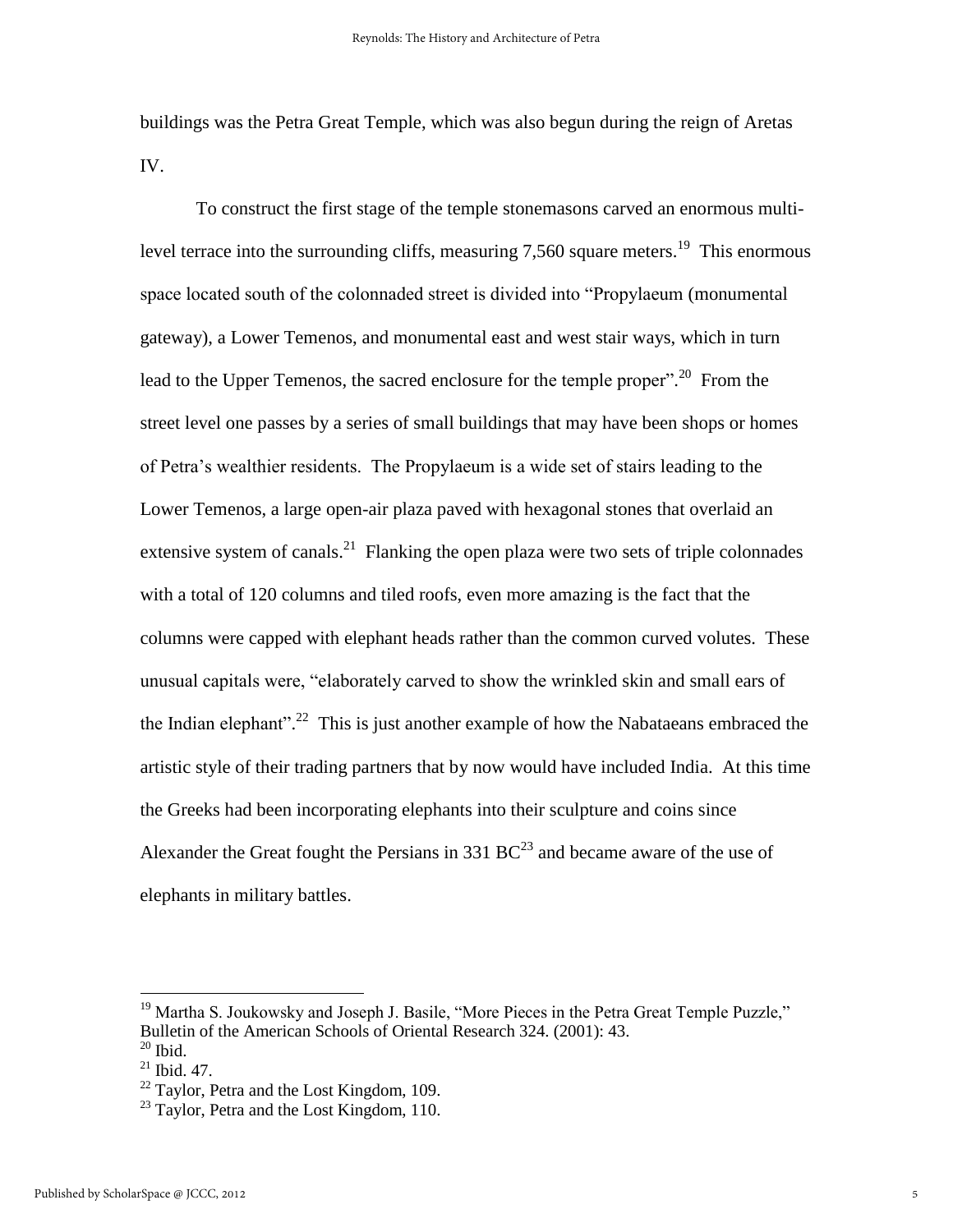buildings was the Petra Great Temple, which was also begun during the reign of Aretas IV.

To construct the first stage of the temple stonemasons carved an enormous multi-level terrace into the surrounding cliffs, measuring 7,560 square meters.[19] This enormous space located south of the colonnaded street is divided into "Propylaeum (monumental gateway), a Lower Temenos, and monumental east and west stair ways, which in turn lead to the Upper Temenos, the sacred enclosure for the temple proper".[20] From the street level one passes by a series of small buildings that may have been shops or homes of Petra's wealthier residents. The Propylaeum is a wide set of stairs leading to the Lower Temenos, a large open-air plaza paved with hexagonal stones that overlaid an extensive system of canals.[21] Flanking the open plaza were two sets of triple colonnades with a total of 120 columns and tiled roofs, even more amazing is the fact that the columns were capped with elephant heads rather than the common curved volutes. These unusual capitals were, "elaborately carved to show the wrinkled skin and small ears of the Indian elephant".[22] This is just another example of how the Nabataeans embraced the artistic style of their trading partners that by now would have included India. At this time the Greeks had been incorporating elephants into their sculpture and coins since Alexander the Great fought the Persians in 331 BC[23] and became aware of the use of elephants in military battles.

---

[19] Martha S. Joukowsky and Joseph J. Basile, "More Pieces in the Petra Great Temple Puzzle," Bulletin of the American Schools of Oriental Research 324. (2001): 43.

[20] Ibid.

[21] Ibid. 47.

[22] Taylor, Petra and the Lost Kingdom, 109.

[23] Taylor, Petra and the Lost Kingdom, 110.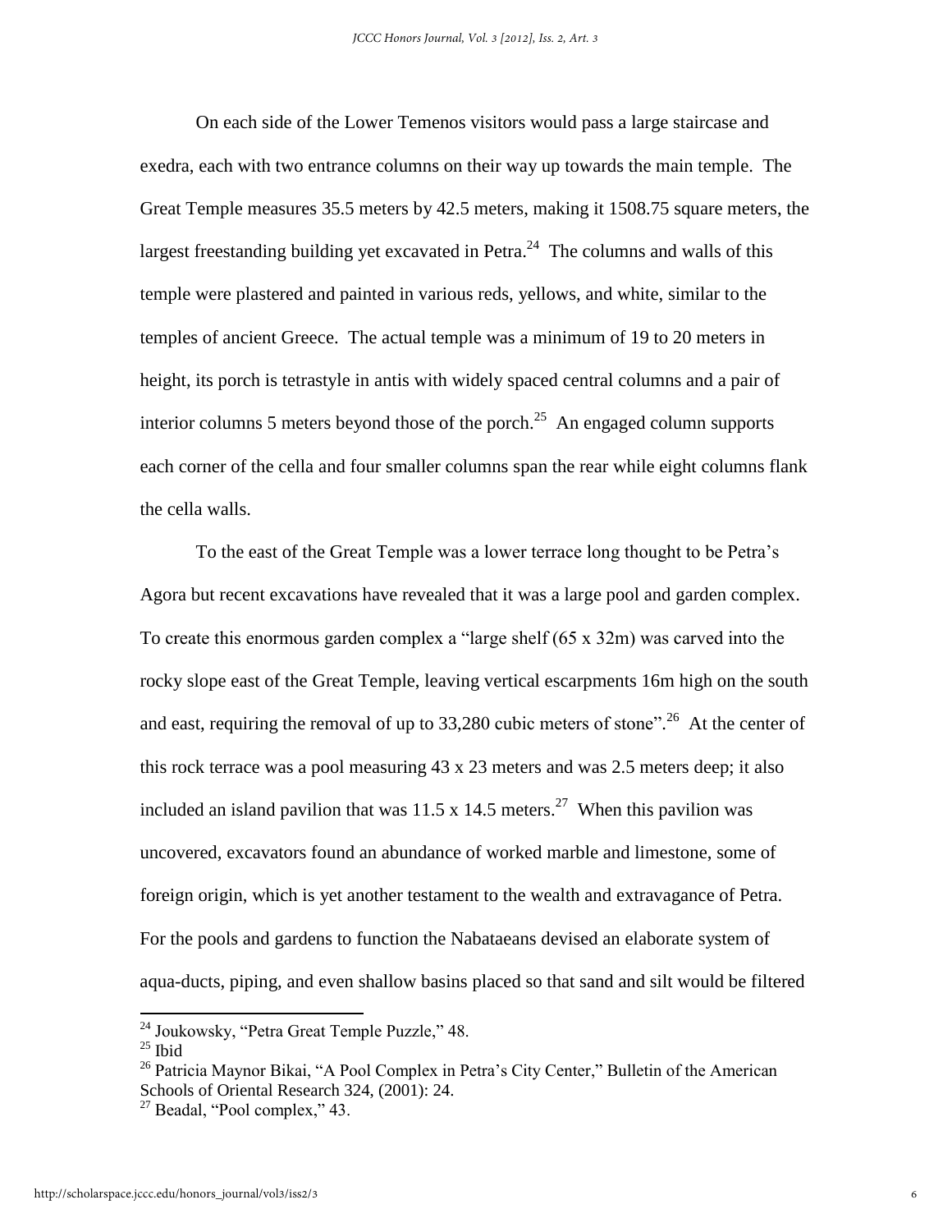On each side of the Lower Temenos visitors would pass a large staircase and exedra, each with two entrance columns on their way up towards the main temple. The Great Temple measures 35.5 meters by 42.5 meters, making it 1508.75 square meters, the largest freestanding building yet excavated in Petra.[24] The columns and walls of this temple were plastered and painted in various reds, yellows, and white, similar to the temples of ancient Greece. The actual temple was a minimum of 19 to 20 meters in height, its porch is tetrastyle in antis with widely spaced central columns and a pair of interior columns 5 meters beyond those of the porch.[25] An engaged column supports each corner of the cella and four smaller columns span the rear while eight columns flank the cella walls.

To the east of the Great Temple was a lower terrace long thought to be Petra's Agora but recent excavations have revealed that it was a large pool and garden complex. To create this enormous garden complex a "large shelf (65 x 32m) was carved into the rocky slope east of the Great Temple, leaving vertical escarpments 16m high on the south and east, requiring the removal of up to 33,280 cubic meters of stone".[26] At the center of this rock terrace was a pool measuring 43 x 23 meters and was 2.5 meters deep; it also included an island pavilion that was 11.5 x 14.5 meters.[27] When this pavilion was uncovered, excavators found an abundance of worked marble and limestone, some of foreign origin, which is yet another testament to the wealth and extravagance of Petra. For the pools and gardens to function the Nabataeans devised an elaborate system of aqua-ducts, piping, and even shallow basins placed so that sand and silt would be filtered

---

[24] Joukowsky, "Petra Great Temple Puzzle," 48.

[25] Ibid

[26] Patricia Maynor Bikai, "A Pool Complex in Petra's City Center," Bulletin of the American Schools of Oriental Research 324, (2001): 24.

[27] Beadal, "Pool complex," 43.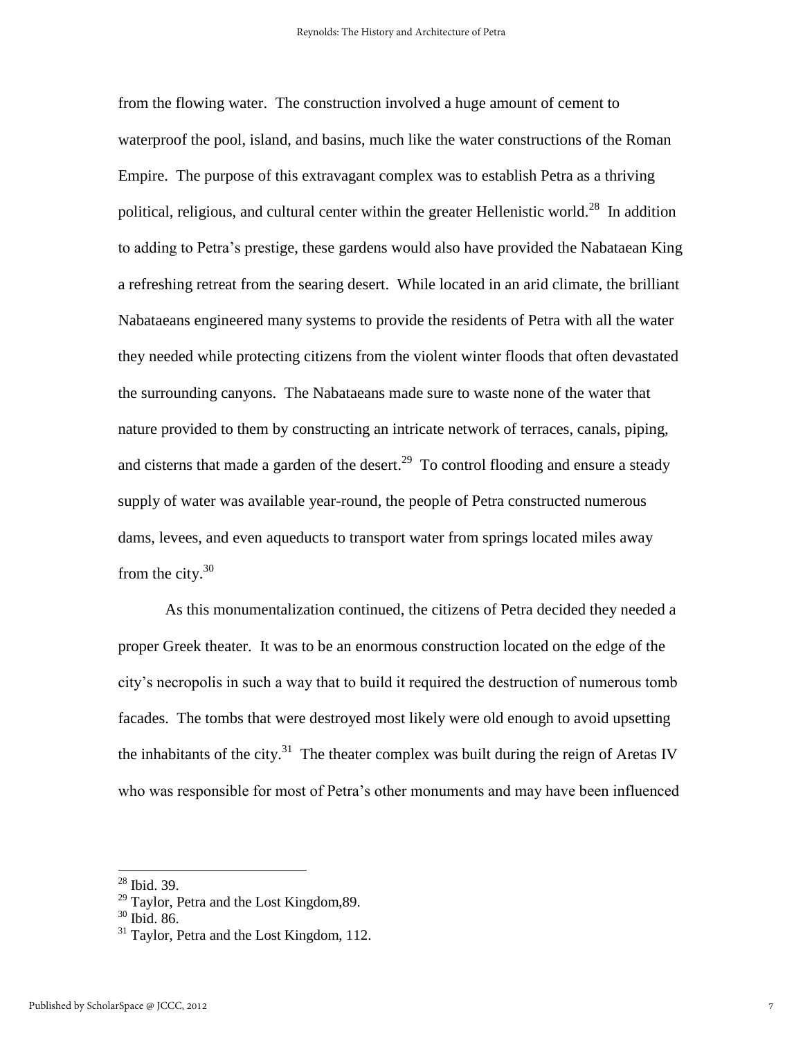from the flowing water. The construction involved a huge amount of cement to waterproof the pool, island, and basins, much like the water constructions of the Roman Empire. The purpose of this extravagant complex was to establish Petra as a thriving political, religious, and cultural center within the greater Hellenistic world.[28] In addition to adding to Petra's prestige, these gardens would also have provided the Nabataean King a refreshing retreat from the searing desert. While located in an arid climate, the brilliant Nabataeans engineered many systems to provide the residents of Petra with all the water they needed while protecting citizens from the violent winter floods that often devastated the surrounding canyons. The Nabataeans made sure to waste none of the water that nature provided to them by constructing an intricate network of terraces, canals, piping, and cisterns that made a garden of the desert.[29] To control flooding and ensure a steady supply of water was available year-round, the people of Petra constructed numerous dams, levees, and even aqueducts to transport water from springs located miles away from the city.[30]

As this monumentalization continued, the citizens of Petra decided they needed a proper Greek theater. It was to be an enormous construction located on the edge of the city's necropolis in such a way that to build it required the destruction of numerous tomb facades. The tombs that were destroyed most likely were old enough to avoid upsetting the inhabitants of the city.[31] The theater complex was built during the reign of Aretas IV who was responsible for most of Petra's other monuments and may have been influenced

---

[28] Ibid. 39.

[29] Taylor, Petra and the Lost Kingdom,89.

[30] Ibid. 86.

[31] Taylor, Petra and the Lost Kingdom, 112.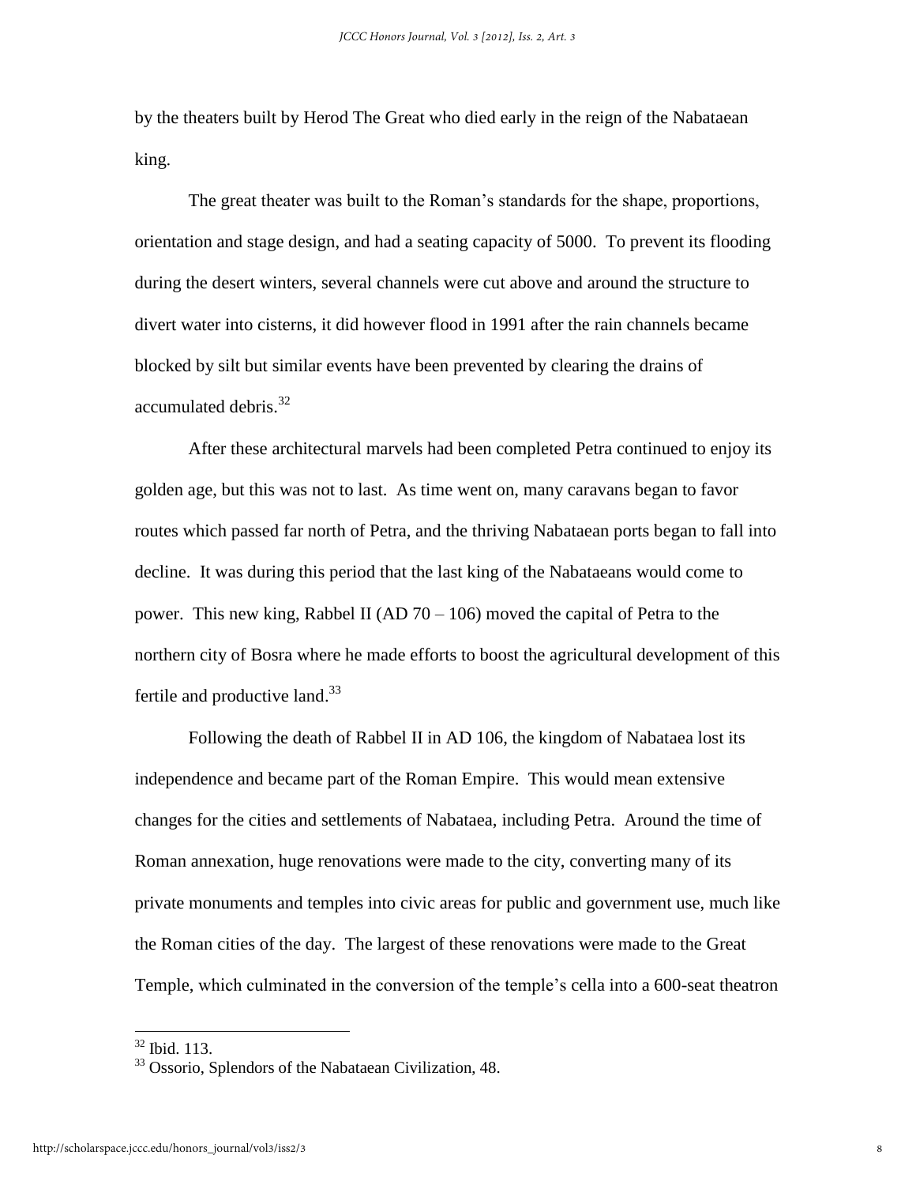by the theaters built by Herod The Great who died early in the reign of the Nabataean king.

The great theater was built to the Roman's standards for the shape, proportions, orientation and stage design, and had a seating capacity of 5000. To prevent its flooding during the desert winters, several channels were cut above and around the structure to divert water into cisterns, it did however flood in 1991 after the rain channels became blocked by silt but similar events have been prevented by clearing the drains of accumulated debris.[32]

After these architectural marvels had been completed Petra continued to enjoy its golden age, but this was not to last. As time went on, many caravans began to favor routes which passed far north of Petra, and the thriving Nabataean ports began to fall into decline. It was during this period that the last king of the Nabataeans would come to power. This new king, Rabbel II (AD 70 – 106) moved the capital of Petra to the northern city of Bosra where he made efforts to boost the agricultural development of this fertile and productive land.[33]

Following the death of Rabbel II in AD 106, the kingdom of Nabataea lost its independence and became part of the Roman Empire. This would mean extensive changes for the cities and settlements of Nabataea, including Petra. Around the time of Roman annexation, huge renovations were made to the city, converting many of its private monuments and temples into civic areas for public and government use, much like the Roman cities of the day. The largest of these renovations were made to the Great Temple, which culminated in the conversion of the temple's cella into a 600-seat theatron

---

[32] Ibid. 113.

[33] Ossorio, Splendors of the Nabataean Civilization, 48.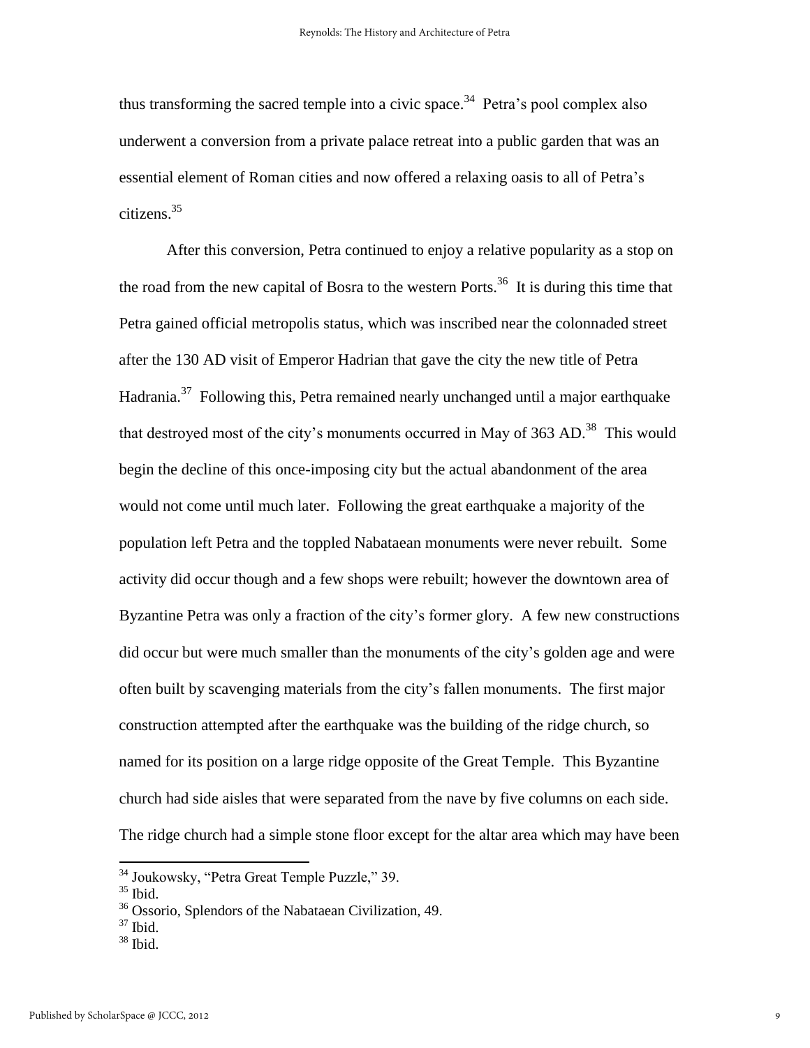thus transforming the sacred temple into a civic space.[34] Petra's pool complex also underwent a conversion from a private palace retreat into a public garden that was an essential element of Roman cities and now offered a relaxing oasis to all of Petra's citizens.[35]

After this conversion, Petra continued to enjoy a relative popularity as a stop on the road from the new capital of Bosra to the western Ports.[36] It is during this time that Petra gained official metropolis status, which was inscribed near the colonnaded street after the 130 AD visit of Emperor Hadrian that gave the city the new title of Petra Hadrania.[37] Following this, Petra remained nearly unchanged until a major earthquake that destroyed most of the city's monuments occurred in May of 363 AD.[38] This would begin the decline of this once-imposing city but the actual abandonment of the area would not come until much later. Following the great earthquake a majority of the population left Petra and the toppled Nabataean monuments were never rebuilt. Some activity did occur though and a few shops were rebuilt; however the downtown area of Byzantine Petra was only a fraction of the city's former glory. A few new constructions did occur but were much smaller than the monuments of the city's golden age and were often built by scavenging materials from the city's fallen monuments. The first major construction attempted after the earthquake was the building of the ridge church, so named for its position on a large ridge opposite of the Great Temple. This Byzantine church had side aisles that were separated from the nave by five columns on each side. The ridge church had a simple stone floor except for the altar area which may have been

---

[34] Joukowsky, "Petra Great Temple Puzzle," 39.

[35] Ibid.

[36] Ossorio, Splendors of the Nabataean Civilization, 49.

[37] Ibid.

[38] Ibid.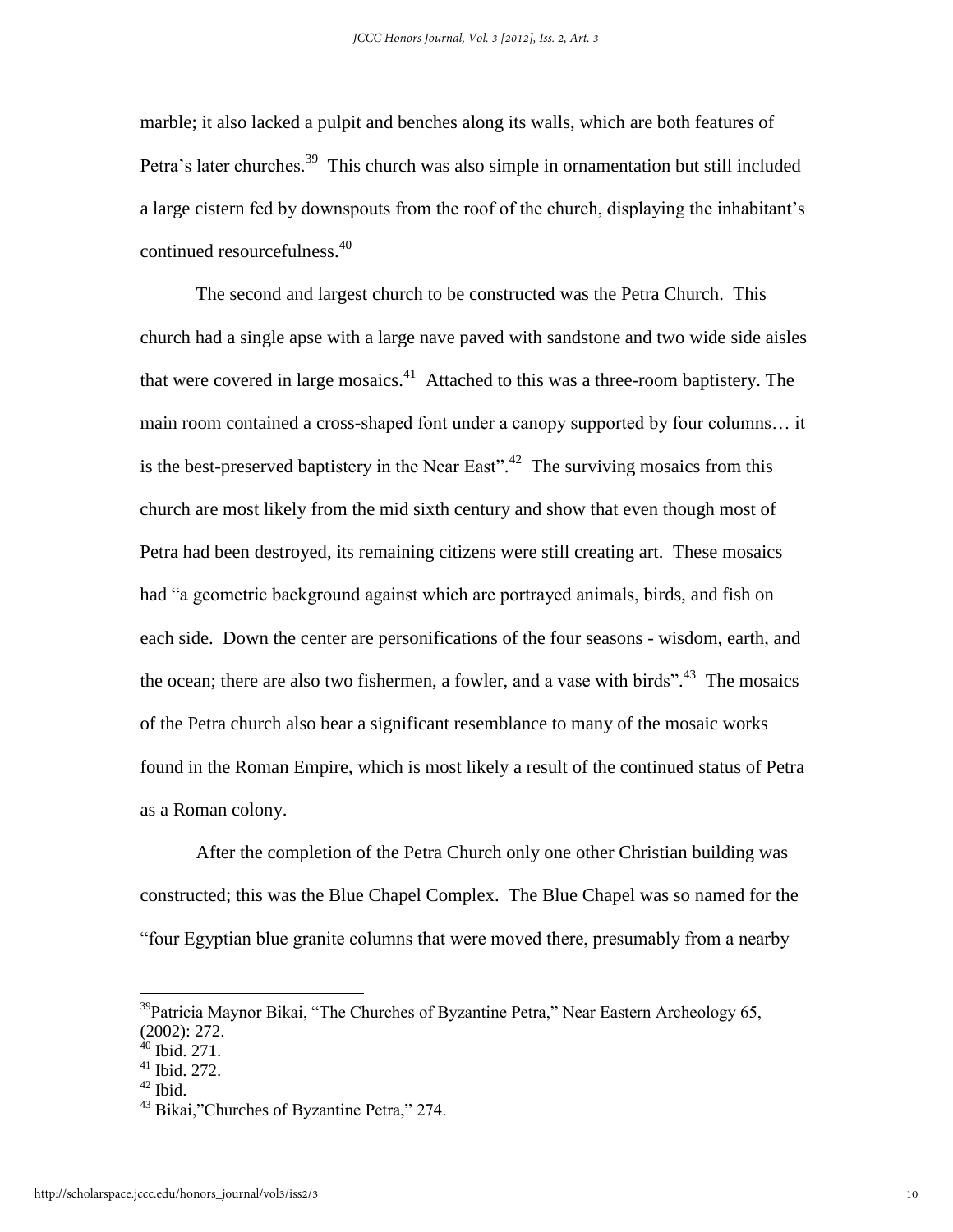marble; it also lacked a pulpit and benches along its walls, which are both features of Petra's later churches.[39] This church was also simple in ornamentation but still included a large cistern fed by downspouts from the roof of the church, displaying the inhabitant's continued resourcefulness.[40]

The second and largest church to be constructed was the Petra Church. This church had a single apse with a large nave paved with sandstone and two wide side aisles that were covered in large mosaics.[41] Attached to this was a three-room baptistery. The main room contained a cross-shaped font under a canopy supported by four columns… it is the best-preserved baptistery in the Near East".[42] The surviving mosaics from this church are most likely from the mid sixth century and show that even though most of Petra had been destroyed, its remaining citizens were still creating art. These mosaics had "a geometric background against which are portrayed animals, birds, and fish on each side. Down the center are personifications of the four seasons - wisdom, earth, and the ocean; there are also two fishermen, a fowler, and a vase with birds".[43] The mosaics of the Petra church also bear a significant resemblance to many of the mosaic works found in the Roman Empire, which is most likely a result of the continued status of Petra as a Roman colony.

After the completion of the Petra Church only one other Christian building was constructed; this was the Blue Chapel Complex. The Blue Chapel was so named for the "four Egyptian blue granite columns that were moved there, presumably from a nearby

---

[39] Patricia Maynor Bikai, "The Churches of Byzantine Petra," Near Eastern Archeology 65, (2002): 272.

[40] Ibid. 271.

[41] Ibid. 272.

[42] Ibid.

[43] Bikai,"Churches of Byzantine Petra," 274.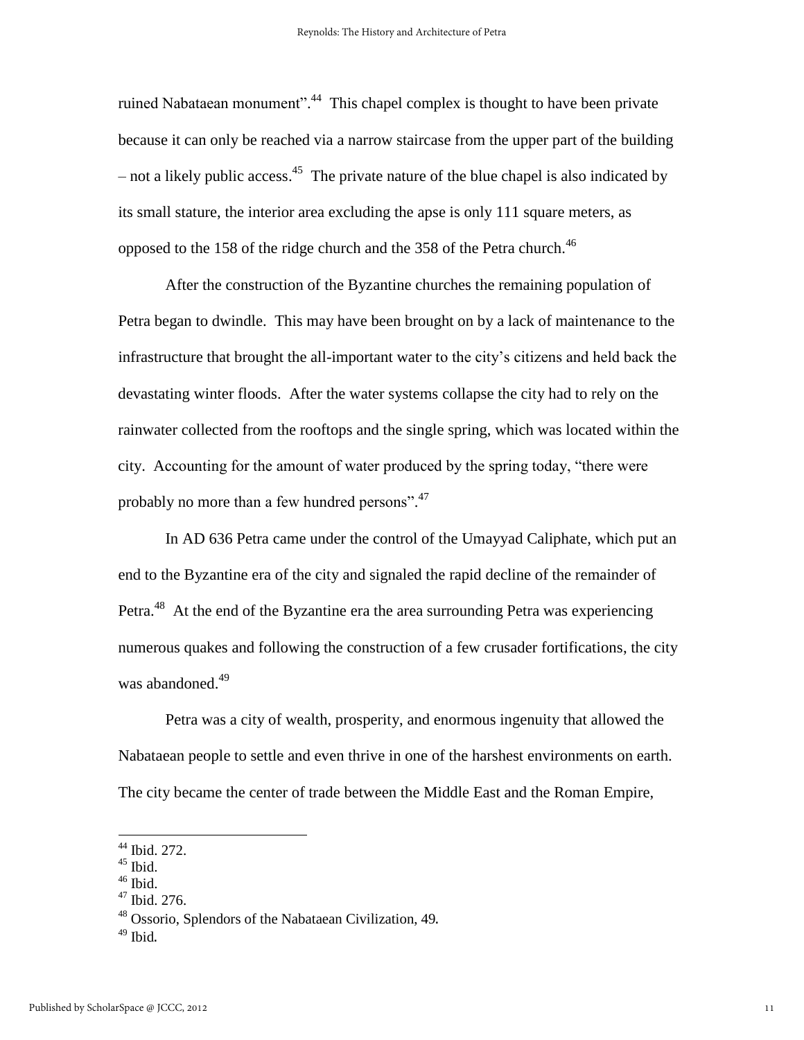ruined Nabataean monument".[44] This chapel complex is thought to have been private because it can only be reached via a narrow staircase from the upper part of the building – not a likely public access.[45] The private nature of the blue chapel is also indicated by its small stature, the interior area excluding the apse is only 111 square meters, as opposed to the 158 of the ridge church and the 358 of the Petra church.[46]

After the construction of the Byzantine churches the remaining population of Petra began to dwindle. This may have been brought on by a lack of maintenance to the infrastructure that brought the all-important water to the city's citizens and held back the devastating winter floods. After the water systems collapse the city had to rely on the rainwater collected from the rooftops and the single spring, which was located within the city. Accounting for the amount of water produced by the spring today, "there were probably no more than a few hundred persons".[47]

In AD 636 Petra came under the control of the Umayyad Caliphate, which put an end to the Byzantine era of the city and signaled the rapid decline of the remainder of Petra.[48] At the end of the Byzantine era the area surrounding Petra was experiencing numerous quakes and following the construction of a few crusader fortifications, the city was abandoned.[49]

Petra was a city of wealth, prosperity, and enormous ingenuity that allowed the Nabataean people to settle and even thrive in one of the harshest environments on earth. The city became the center of trade between the Middle East and the Roman Empire,

---

[44] Ibid. 272.

[45] Ibid.

[46] Ibid.

[47] Ibid. 276.

[48] Ossorio, Splendors of the Nabataean Civilization, 49.

[49] Ibid.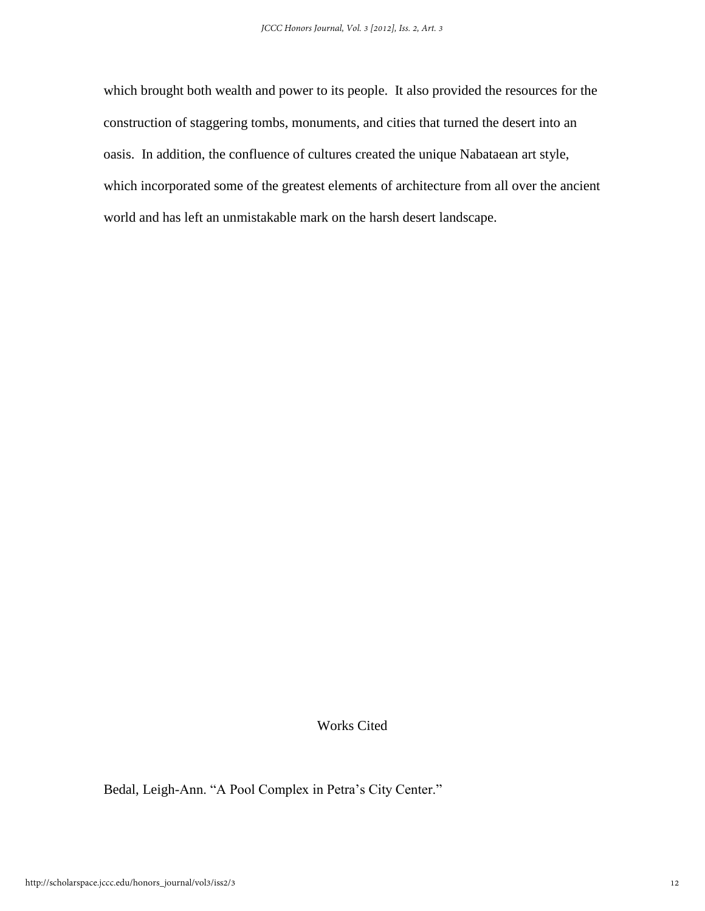which brought both wealth and power to its people. It also provided the resources for the construction of staggering tombs, monuments, and cities that turned the desert into an oasis. In addition, the confluence of cultures created the unique Nabataean art style, which incorporated some of the greatest elements of architecture from all over the ancient world and has left an unmistakable mark on the harsh desert landscape.

## Works Cited

Bedal, Leigh-Ann. “A Pool Complex in Petra’s City Center.”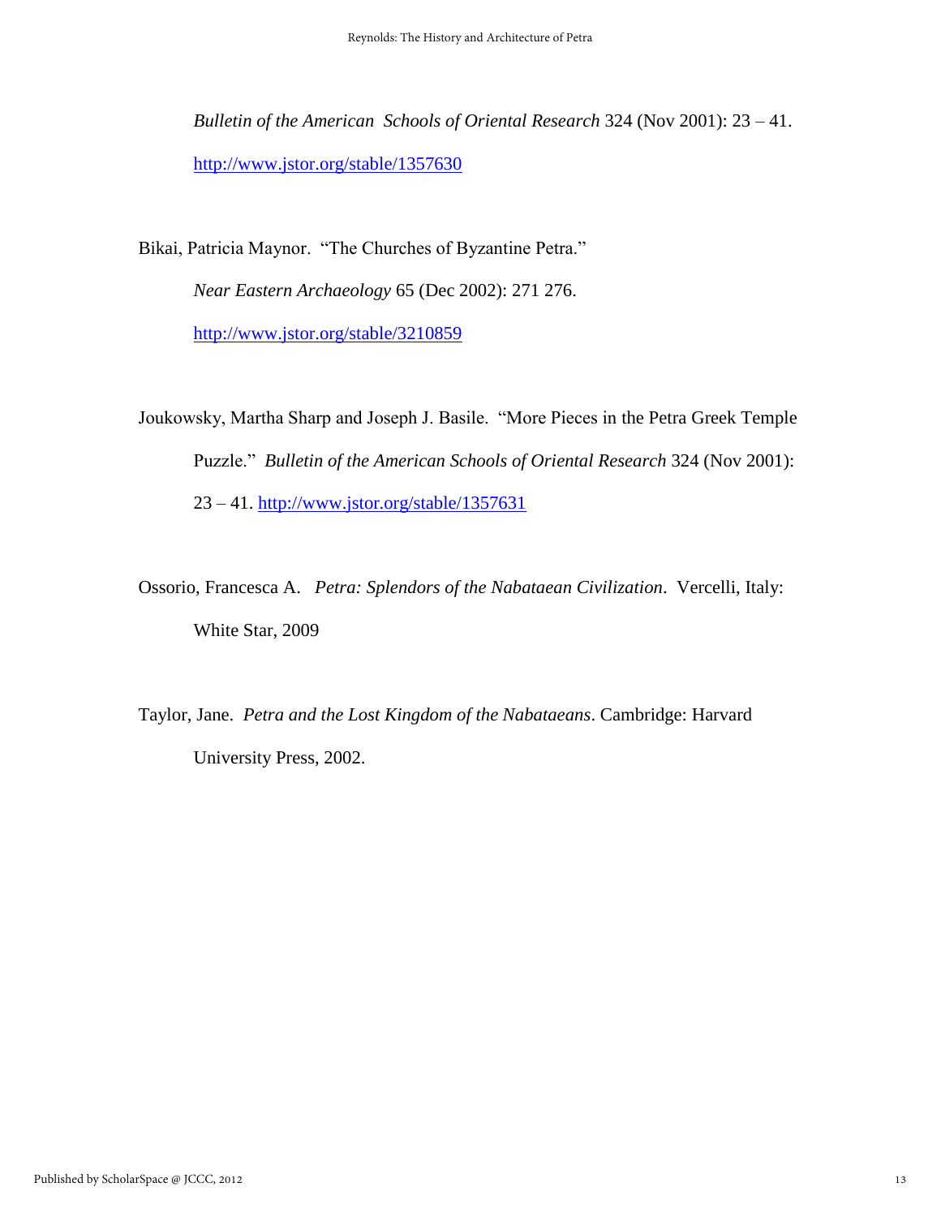*Bulletin of the American Schools of Oriental Research* 324 (Nov 2001): 23 – 41. http://www.jstor.org/stable/1357630

Bikai, Patricia Maynor. "The Churches of Byzantine Petra." *Near Eastern Archaeology* 65 (Dec 2002): 271 276. http://www.jstor.org/stable/3210859

Joukowsky, Martha Sharp and Joseph J. Basile. "More Pieces in the Petra Greek Temple Puzzle." *Bulletin of the American Schools of Oriental Research* 324 (Nov 2001): 23 – 41. http://www.jstor.org/stable/1357631

Ossorio, Francesca A. *Petra: Splendors of the Nabataean Civilization*. Vercelli, Italy: White Star, 2009

Taylor, Jane. *Petra and the Lost Kingdom of the Nabataeans*. Cambridge: Harvard University Press, 2002.